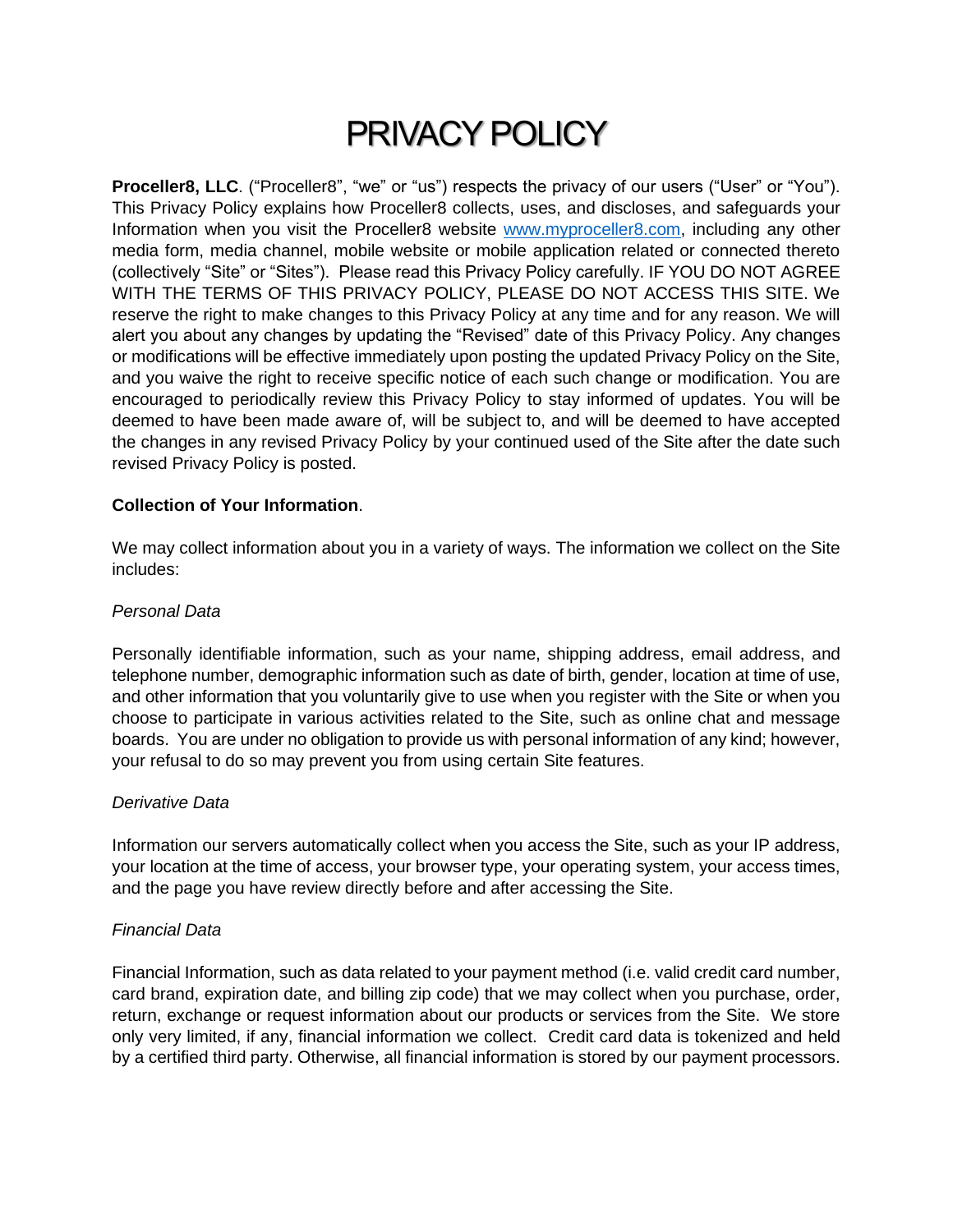# PRIVACY POLICY

**Proceller8, LLC**. ("Proceller8", "we" or "us") respects the privacy of our users ("User" or "You"). This Privacy Policy explains how Proceller8 collects, uses, and discloses, and safeguards your Information when you visit the Proceller8 website [www.myproceller8.com](http://www.myproceller8.com), including any other media form, media channel, mobile website or mobile application related or connected thereto (collectively "Site" or "Sites"). Please read this Privacy Policy carefully. IF YOU DO NOT AGREE WITH THE TERMS OF THIS PRIVACY POLICY, PLEASE DO NOT ACCESS THIS SITE. We reserve the right to make changes to this Privacy Policy at any time and for any reason. We will alert you about any changes by updating the "Revised" date of this Privacy Policy. Any changes or modifications will be effective immediately upon posting the updated Privacy Policy on the Site, and you waive the right to receive specific notice of each such change or modification. You are encouraged to periodically review this Privacy Policy to stay informed of updates. You will be deemed to have been made aware of, will be subject to, and will be deemed to have accepted the changes in any revised Privacy Policy by your continued used of the Site after the date such revised Privacy Policy is posted.

**Collection of Your Information**.

We may collect information about you in a variety of ways. The information we collect on the Site includes:

*Personal Data*

Personally identifiable information, such as your name, shipping address, email address, and telephone number, demographic information such as date of birth, gender, location at time of use, and other information that you voluntarily give to use when you register with the Site or when you choose to participate in various activities related to the Site, such as online chat and message boards. You are under no obligation to provide us with personal information of any kind; however, your refusal to do so may prevent you from using certain Site features.

*Derivative Data*

Information our servers automatically collect when you access the Site, such as your IP address, your location at the time of access, your browser type, your operating system, your access times, and the page you have review directly before and after accessing the Site.

*Financial Data*

Financial Information, such as data related to your payment method (i.e. valid credit card number, card brand, expiration date, and billing zip code) that we may collect when you purchase, order, return, exchange or request information about our products or services from the Site. We store only very limited, if any, financial information we collect. Credit card data is tokenized and held by a certified third party. Otherwise, all financial information is stored by our payment processors.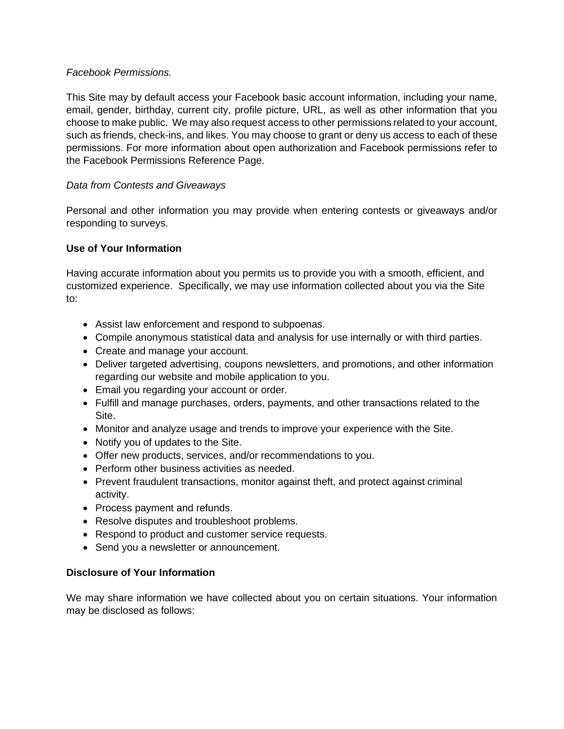*Facebook Permissions.*

This Site may by default access your Facebook basic account information, including your name, email, gender, birthday, current city, profile picture, URL, as well as other information that you choose to make public. We may also request access to other permissions related to your account, such as friends, check-ins, and likes. You may choose to grant or deny us access to each of these permissions. For more information about open authorization and Facebook permissions refer to the Facebook Permissions Reference Page.

*Data from Contests and Giveaways*

Personal and other information you may provide when entering contests or giveaways and/or responding to surveys.

**Use of Your Information**

Having accurate information about you permits us to provide you with a smooth, efficient, and customized experience. Specifically, we may use information collected about you via the Site to:

- Assist law enforcement and respond to subpoenas.
- Compile anonymous statistical data and analysis for use internally or with third parties.
- Create and manage your account.
- Deliver targeted advertising, coupons newsletters, and promotions, and other information regarding our website and mobile application to you.
- Email you regarding your account or order.
- Fulfill and manage purchases, orders, payments, and other transactions related to the Site.
- Monitor and analyze usage and trends to improve your experience with the Site.
- Notify you of updates to the Site.
- Offer new products, services, and/or recommendations to you.
- Perform other business activities as needed.
- Prevent fraudulent transactions, monitor against theft, and protect against criminal activity.
- Process payment and refunds.
- Resolve disputes and troubleshoot problems.
- Respond to product and customer service requests.
- Send you a newsletter or announcement.

**Disclosure of Your Information**

We may share information we have collected about you on certain situations. Your information may be disclosed as follows: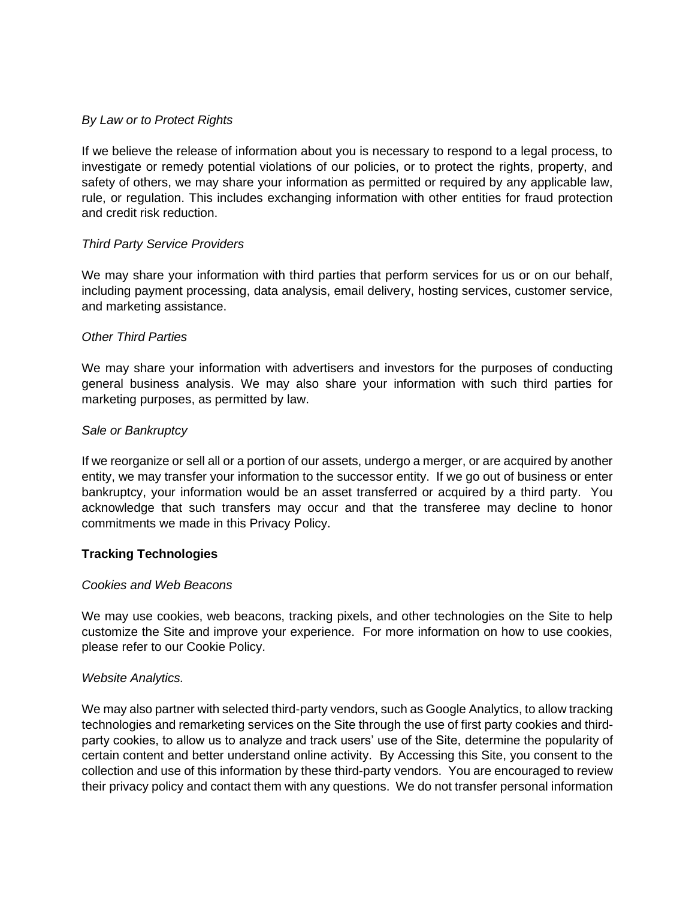*By Law or to Protect Rights*

If we believe the release of information about you is necessary to respond to a legal process, to investigate or remedy potential violations of our policies, or to protect the rights, property, and safety of others, we may share your information as permitted or required by any applicable law, rule, or regulation. This includes exchanging information with other entities for fraud protection and credit risk reduction.

*Third Party Service Providers*

We may share your information with third parties that perform services for us or on our behalf, including payment processing, data analysis, email delivery, hosting services, customer service, and marketing assistance.

*Other Third Parties*

We may share your information with advertisers and investors for the purposes of conducting general business analysis. We may also share your information with such third parties for marketing purposes, as permitted by law.

*Sale or Bankruptcy*

If we reorganize or sell all or a portion of our assets, undergo a merger, or are acquired by another entity, we may transfer your information to the successor entity. If we go out of business or enter bankruptcy, your information would be an asset transferred or acquired by a third party. You acknowledge that such transfers may occur and that the transferee may decline to honor commitments we made in this Privacy Policy.

**Tracking Technologies**

*Cookies and Web Beacons*

We may use cookies, web beacons, tracking pixels, and other technologies on the Site to help customize the Site and improve your experience. For more information on how to use cookies, please refer to our Cookie Policy.

*Website Analytics.*

We may also partner with selected third-party vendors, such as Google Analytics, to allow tracking technologies and remarketing services on the Site through the use of first party cookies and third-party cookies, to allow us to analyze and track users' use of the Site, determine the popularity of certain content and better understand online activity. By Accessing this Site, you consent to the collection and use of this information by these third-party vendors. You are encouraged to review their privacy policy and contact them with any questions. We do not transfer personal information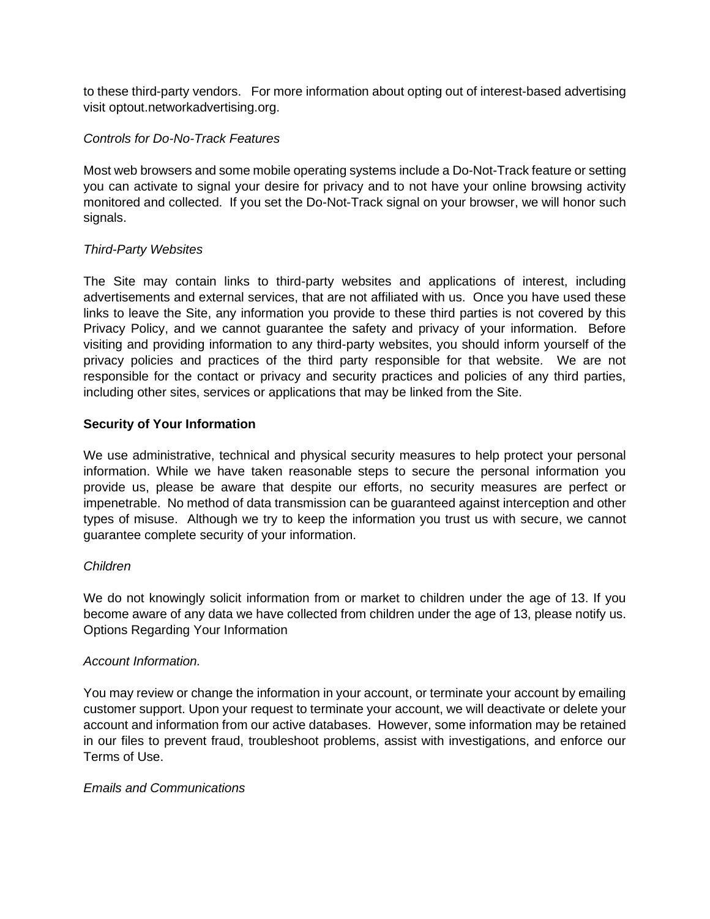to these third-party vendors. For more information about opting out of interest-based advertising visit optout.networkadvertising.org.

*Controls for Do-No-Track Features*

Most web browsers and some mobile operating systems include a Do-Not-Track feature or setting you can activate to signal your desire for privacy and to not have your online browsing activity monitored and collected. If you set the Do-Not-Track signal on your browser, we will honor such signals.

*Third-Party Websites*

The Site may contain links to third-party websites and applications of interest, including advertisements and external services, that are not affiliated with us. Once you have used these links to leave the Site, any information you provide to these third parties is not covered by this Privacy Policy, and we cannot guarantee the safety and privacy of your information. Before visiting and providing information to any third-party websites, you should inform yourself of the privacy policies and practices of the third party responsible for that website. We are not responsible for the contact or privacy and security practices and policies of any third parties, including other sites, services or applications that may be linked from the Site.

**Security of Your Information**

We use administrative, technical and physical security measures to help protect your personal information. While we have taken reasonable steps to secure the personal information you provide us, please be aware that despite our efforts, no security measures are perfect or impenetrable. No method of data transmission can be guaranteed against interception and other types of misuse. Although we try to keep the information you trust us with secure, we cannot guarantee complete security of your information.

*Children*

We do not knowingly solicit information from or market to children under the age of 13. If you become aware of any data we have collected from children under the age of 13, please notify us. Options Regarding Your Information

*Account Information.*

You may review or change the information in your account, or terminate your account by emailing customer support. Upon your request to terminate your account, we will deactivate or delete your account and information from our active databases. However, some information may be retained in our files to prevent fraud, troubleshoot problems, assist with investigations, and enforce our Terms of Use.

*Emails and Communications*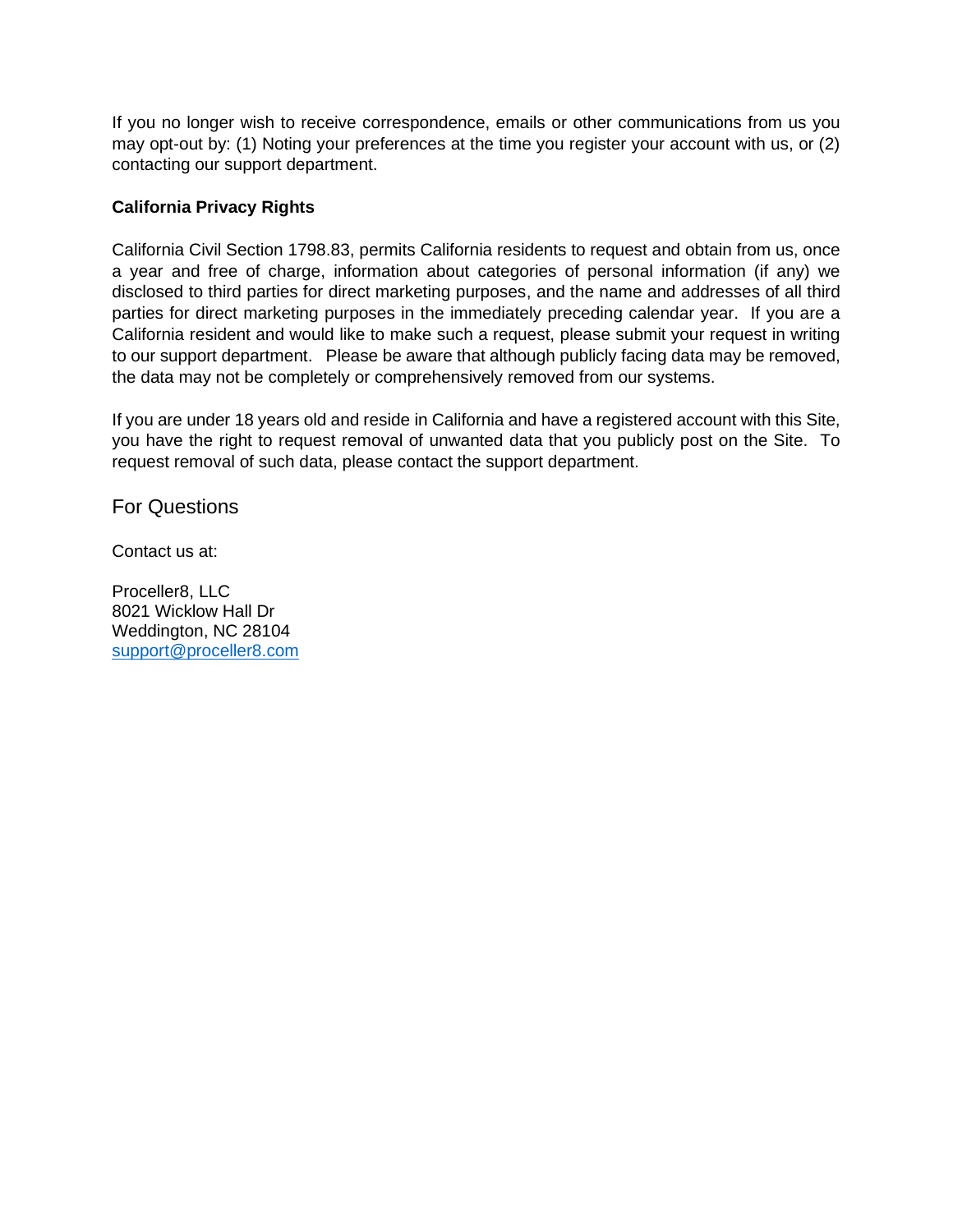If you no longer wish to receive correspondence, emails or other communications from us you may opt-out by: (1) Noting your preferences at the time you register your account with us, or (2) contacting our support department.

**California Privacy Rights**

California Civil Section 1798.83, permits California residents to request and obtain from us, once a year and free of charge, information about categories of personal information (if any) we disclosed to third parties for direct marketing purposes, and the name and addresses of all third parties for direct marketing purposes in the immediately preceding calendar year. If you are a California resident and would like to make such a request, please submit your request in writing to our support department. Please be aware that although publicly facing data may be removed, the data may not be completely or comprehensively removed from our systems.

If you are under 18 years old and reside in California and have a registered account with this Site, you have the right to request removal of unwanted data that you publicly post on the Site. To request removal of such data, please contact the support department.

## For Questions

Contact us at:

Proceller8, LLC
8021 Wicklow Hall Dr
Weddington, NC 28104
support@proceller8.com